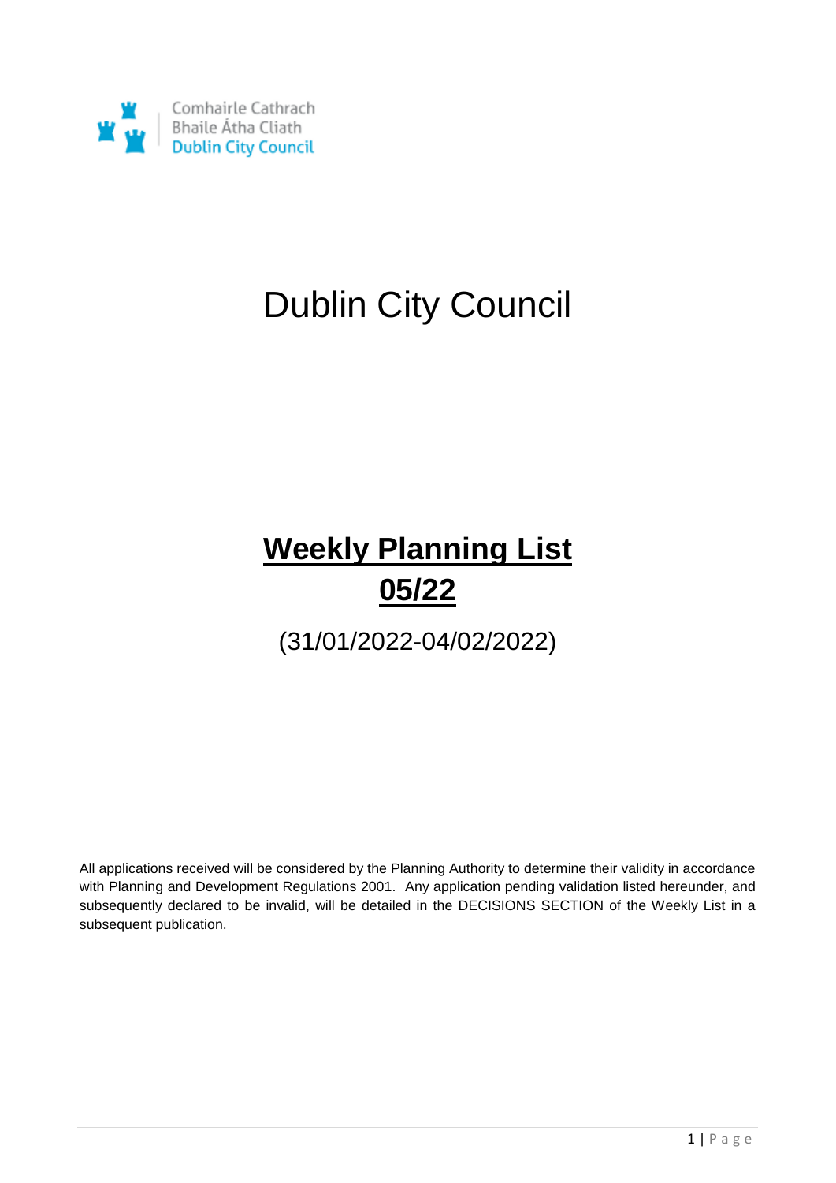Comhairle Cathrach
Bhaile Átha Cliath
Dublin City Council

# Dublin City Council

## **Weekly Planning List 05/22**

(31/01/2022-04/02/2022)

All applications received will be considered by the Planning Authority to determine their validity in accordance with Planning and Development Regulations 2001. Any application pending validation listed hereunder, and subsequently declared to be invalid, will be detailed in the DECISIONS SECTION of the Weekly List in a subsequent publication.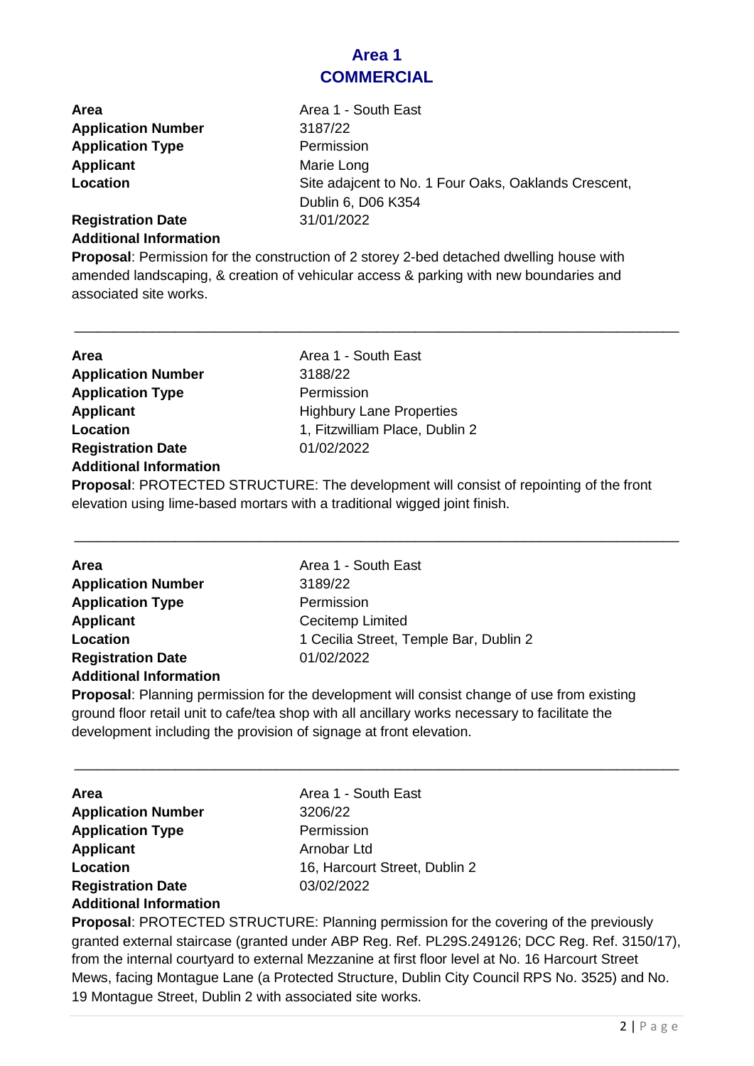# Area 1
## COMMERCIAL

**Area** Area 1 - South East
**Application Number** 3187/22
**Application Type** Permission
**Applicant** Marie Long
**Location** Site adajcent to No. 1 Four Oaks, Oaklands Crescent, Dublin 6, D06 K354
**Registration Date** 31/01/2022
**Additional Information**
**Proposal**: Permission for the construction of 2 storey 2-bed detached dwelling house with amended landscaping, & creation of vehicular access & parking with new boundaries and associated site works.

---

**Area** Area 1 - South East
**Application Number** 3188/22
**Application Type** Permission
**Applicant** Highbury Lane Properties
**Location** 1, Fitzwilliam Place, Dublin 2
**Registration Date** 01/02/2022
**Additional Information**
**Proposal**: PROTECTED STRUCTURE: The development will consist of repointing of the front elevation using lime-based mortars with a traditional wigged joint finish.

---

**Area** Area 1 - South East
**Application Number** 3189/22
**Application Type** Permission
**Applicant** Cecitemp Limited
**Location** 1 Cecilia Street, Temple Bar, Dublin 2
**Registration Date** 01/02/2022
**Additional Information**
**Proposal**: Planning permission for the development will consist change of use from existing ground floor retail unit to cafe/tea shop with all ancillary works necessary to facilitate the development including the provision of signage at front elevation.

---

**Area** Area 1 - South East
**Application Number** 3206/22
**Application Type** Permission
**Applicant** Arnobar Ltd
**Location** 16, Harcourt Street, Dublin 2
**Registration Date** 03/02/2022
**Additional Information**
**Proposal**: PROTECTED STRUCTURE: Planning permission for the covering of the previously granted external staircase (granted under ABP Reg. Ref. PL29S.249126; DCC Reg. Ref. 3150/17), from the internal courtyard to external Mezzanine at first floor level at No. 16 Harcourt Street Mews, facing Montague Lane (a Protected Structure, Dublin City Council RPS No. 3525) and No. 19 Montague Street, Dublin 2 with associated site works.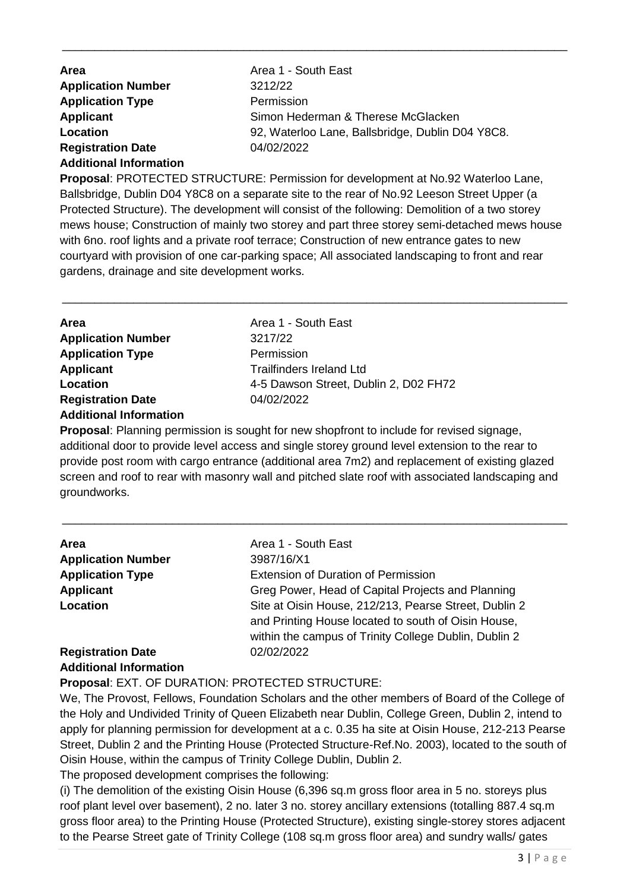---

| | |
|---|---|
| **Area** | Area 1 - South East |
| **Application Number** | 3212/22 |
| **Application Type** | Permission |
| **Applicant** | Simon Hederman & Therese McGlacken |
| **Location** | 92, Waterloo Lane, Ballsbridge, Dublin D04 Y8C8. |
| **Registration Date** | 04/02/2022 |
| **Additional Information** | |

**Proposal**: PROTECTED STRUCTURE: Permission for development at No.92 Waterloo Lane, Ballsbridge, Dublin D04 Y8C8 on a separate site to the rear of No.92 Leeson Street Upper (a Protected Structure). The development will consist of the following: Demolition of a two storey mews house; Construction of mainly two storey and part three storey semi-detached mews house with 6no. roof lights and a private roof terrace; Construction of new entrance gates to new courtyard with provision of one car-parking space; All associated landscaping to front and rear gardens, drainage and site development works.

---

| | |
|---|---|
| **Area** | Area 1 - South East |
| **Application Number** | 3217/22 |
| **Application Type** | Permission |
| **Applicant** | Trailfinders Ireland Ltd |
| **Location** | 4-5 Dawson Street, Dublin 2, D02 FH72 |
| **Registration Date** | 04/02/2022 |
| **Additional Information** | |

**Proposal**: Planning permission is sought for new shopfront to include for revised signage, additional door to provide level access and single storey ground level extension to the rear to provide post room with cargo entrance (additional area 7m2) and replacement of existing glazed screen and roof to rear with masonry wall and pitched slate roof with associated landscaping and groundworks.

---

| | |
|---|---|
| **Area** | Area 1 - South East |
| **Application Number** | 3987/16/X1 |
| **Application Type** | Extension of Duration of Permission |
| **Applicant** | Greg Power, Head of Capital Projects and Planning |
| **Location** | Site at Oisin House, 212/213, Pearse Street, Dublin 2 and Printing House located to south of Oisin House, within the campus of Trinity College Dublin, Dublin 2 |
| **Registration Date** | 02/02/2022 |
| **Additional Information** | |

**Proposal**: EXT. OF DURATION: PROTECTED STRUCTURE:

We, The Provost, Fellows, Foundation Scholars and the other members of Board of the College of the Holy and Undivided Trinity of Queen Elizabeth near Dublin, College Green, Dublin 2, intend to apply for planning permission for development at a c. 0.35 ha site at Oisin House, 212-213 Pearse Street, Dublin 2 and the Printing House (Protected Structure-Ref.No. 2003), located to the south of Oisin House, within the campus of Trinity College Dublin, Dublin 2.

The proposed development comprises the following:

(i) The demolition of the existing Oisin House (6,396 sq.m gross floor area in 5 no. storeys plus roof plant level over basement), 2 no. later 3 no. storey ancillary extensions (totalling 887.4 sq.m gross floor area) to the Printing House (Protected Structure), existing single-storey stores adjacent to the Pearse Street gate of Trinity College (108 sq.m gross floor area) and sundry walls/ gates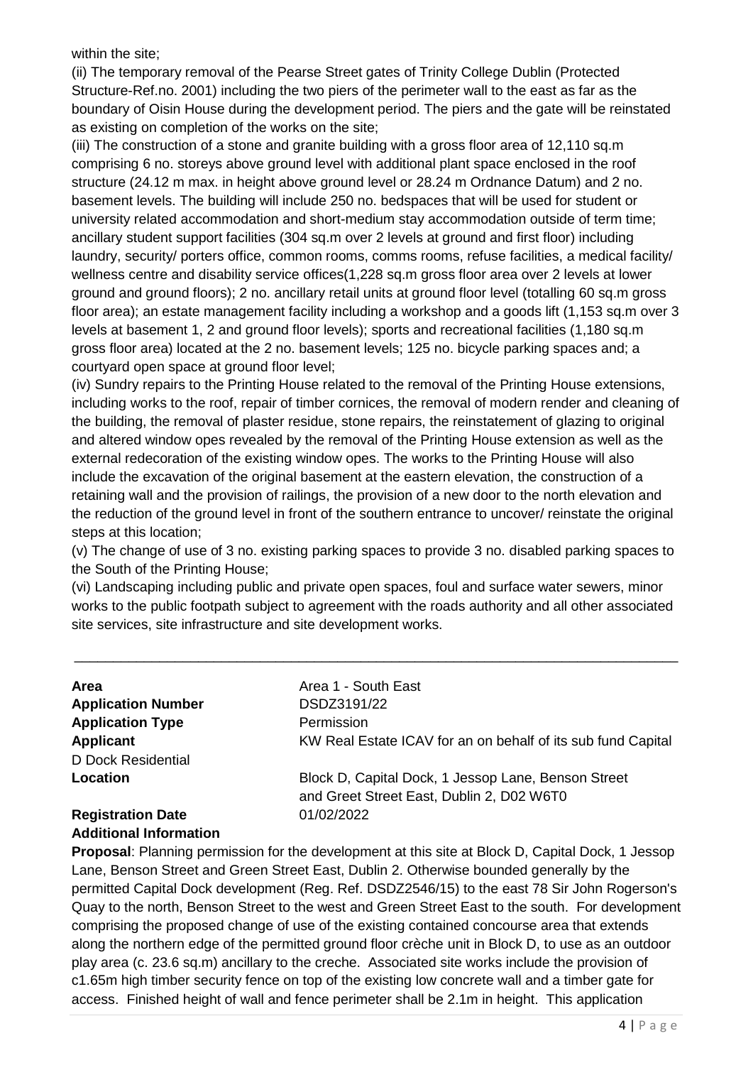within the site;

(ii) The temporary removal of the Pearse Street gates of Trinity College Dublin (Protected Structure-Ref.no. 2001) including the two piers of the perimeter wall to the east as far as the boundary of Oisin House during the development period. The piers and the gate will be reinstated as existing on completion of the works on the site;

(iii) The construction of a stone and granite building with a gross floor area of 12,110 sq.m comprising 6 no. storeys above ground level with additional plant space enclosed in the roof structure (24.12 m max. in height above ground level or 28.24 m Ordnance Datum) and 2 no. basement levels. The building will include 250 no. bedspaces that will be used for student or university related accommodation and short-medium stay accommodation outside of term time; ancillary student support facilities (304 sq.m over 2 levels at ground and first floor) including laundry, security/ porters office, common rooms, comms rooms, refuse facilities, a medical facility/ wellness centre and disability service offices(1,228 sq.m gross floor area over 2 levels at lower ground and ground floors); 2 no. ancillary retail units at ground floor level (totalling 60 sq.m gross floor area); an estate management facility including a workshop and a goods lift (1,153 sq.m over 3 levels at basement 1, 2 and ground floor levels); sports and recreational facilities (1,180 sq.m gross floor area) located at the 2 no. basement levels; 125 no. bicycle parking spaces and; a courtyard open space at ground floor level;

(iv) Sundry repairs to the Printing House related to the removal of the Printing House extensions, including works to the roof, repair of timber cornices, the removal of modern render and cleaning of the building, the removal of plaster residue, stone repairs, the reinstatement of glazing to original and altered window opes revealed by the removal of the Printing House extension as well as the external redecoration of the existing window opes. The works to the Printing House will also include the excavation of the original basement at the eastern elevation, the construction of a retaining wall and the provision of railings, the provision of a new door to the north elevation and the reduction of the ground level in front of the southern entrance to uncover/ reinstate the original steps at this location;

(v) The change of use of 3 no. existing parking spaces to provide 3 no. disabled parking spaces to the South of the Printing House;

(vi) Landscaping including public and private open spaces, foul and surface water sewers, minor works to the public footpath subject to agreement with the roads authority and all other associated site services, site infrastructure and site development works.

---

| | |
|---|---|
| **Area** | Area 1 - South East |
| **Application Number** | DSDZ3191/22 |
| **Application Type** | Permission |
| **Applicant** | KW Real Estate ICAV for an on behalf of its sub fund Capital D Dock Residential |
| **Location** | Block D, Capital Dock, 1 Jessop Lane, Benson Street and Greet Street East, Dublin 2, D02 W6T0 |
| **Registration Date** | 01/02/2022 |
| **Additional Information** | |

**Proposal**: Planning permission for the development at this site at Block D, Capital Dock, 1 Jessop Lane, Benson Street and Green Street East, Dublin 2. Otherwise bounded generally by the permitted Capital Dock development (Reg. Ref. DSDZ2546/15) to the east 78 Sir John Rogerson's Quay to the north, Benson Street to the west and Green Street East to the south. For development comprising the proposed change of use of the existing contained concourse area that extends along the northern edge of the permitted ground floor crèche unit in Block D, to use as an outdoor play area (c. 23.6 sq.m) ancillary to the creche. Associated site works include the provision of c1.65m high timber security fence on top of the existing low concrete wall and a timber gate for access. Finished height of wall and fence perimeter shall be 2.1m in height. This application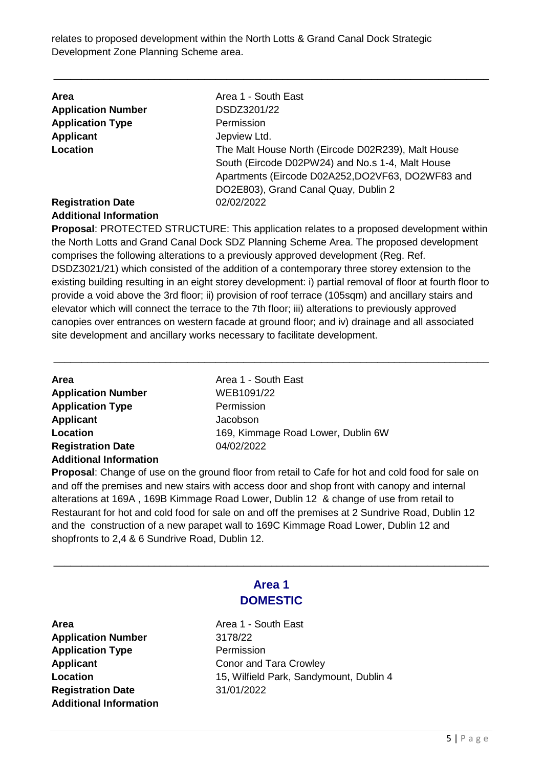relates to proposed development within the North Lotts & Grand Canal Dock Strategic Development Zone Planning Scheme area.

---

| | |
|---|---|
| **Area** | Area 1 - South East |
| **Application Number** | DSDZ3201/22 |
| **Application Type** | Permission |
| **Applicant** | Jepview Ltd. |
| **Location** | The Malt House North (Eircode D02R239), Malt House South (Eircode D02PW24) and No.s 1-4, Malt House Apartments (Eircode D02A252,DO2VF63, DO2WF83 and DO2E803), Grand Canal Quay, Dublin 2 |
| **Registration Date** | 02/02/2022 |
| **Additional Information** | |

**Proposal**: PROTECTED STRUCTURE: This application relates to a proposed development within the North Lotts and Grand Canal Dock SDZ Planning Scheme Area. The proposed development comprises the following alterations to a previously approved development (Reg. Ref. DSDZ3021/21) which consisted of the addition of a contemporary three storey extension to the existing building resulting in an eight storey development: i) partial removal of floor at fourth floor to provide a void above the 3rd floor; ii) provision of roof terrace (105sqm) and ancillary stairs and elevator which will connect the terrace to the 7th floor; iii) alterations to previously approved canopies over entrances on western facade at ground floor; and iv) drainage and all associated site development and ancillary works necessary to facilitate development.

---

| | |
|---|---|
| **Area** | Area 1 - South East |
| **Application Number** | WEB1091/22 |
| **Application Type** | Permission |
| **Applicant** | Jacobson |
| **Location** | 169, Kimmage Road Lower, Dublin 6W |
| **Registration Date** | 04/02/2022 |
| **Additional Information** | |

**Proposal**: Change of use on the ground floor from retail to Cafe for hot and cold food for sale on and off the premises and new stairs with access door and shop front with canopy and internal alterations at 169A , 169B Kimmage Road Lower, Dublin 12 & change of use from retail to Restaurant for hot and cold food for sale on and off the premises at 2 Sundrive Road, Dublin 12 and the construction of a new parapet wall to 169C Kimmage Road Lower, Dublin 12 and shopfronts to 2,4 & 6 Sundrive Road, Dublin 12.

---

## Area 1
## DOMESTIC

| | |
|---|---|
| **Area** | Area 1 - South East |
| **Application Number** | 3178/22 |
| **Application Type** | Permission |
| **Applicant** | Conor and Tara Crowley |
| **Location** | 15, Wilfield Park, Sandymount, Dublin 4 |
| **Registration Date** | 31/01/2022 |
| **Additional Information** | |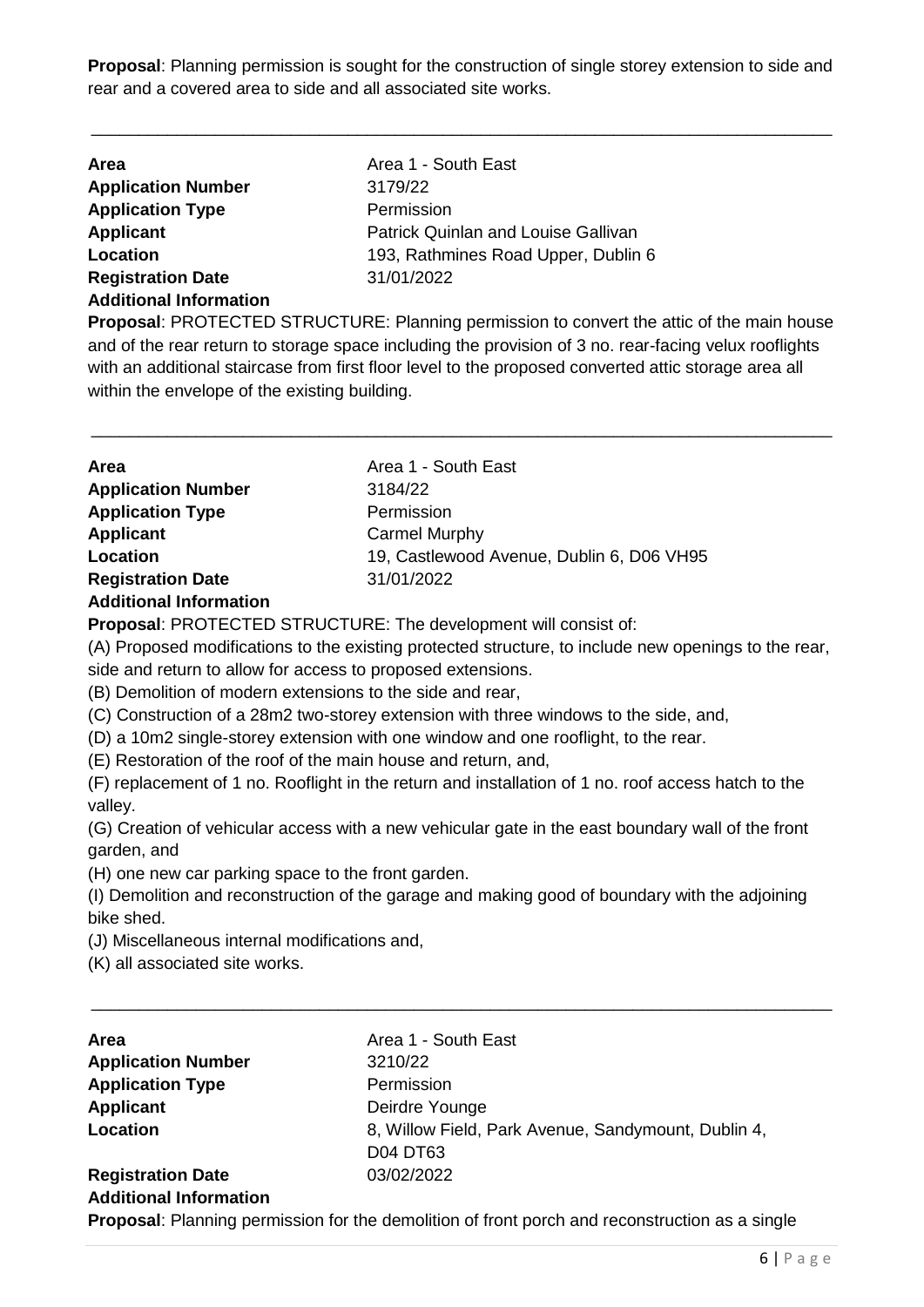**Proposal**: Planning permission is sought for the construction of single storey extension to side and rear and a covered area to side and all associated site works.

---

**Area** Area 1 - South East
**Application Number** 3179/22
**Application Type** Permission
**Applicant** Patrick Quinlan and Louise Gallivan
**Location** 193, Rathmines Road Upper, Dublin 6
**Registration Date** 31/01/2022
**Additional Information**
**Proposal**: PROTECTED STRUCTURE: Planning permission to convert the attic of the main house and of the rear return to storage space including the provision of 3 no. rear-facing velux rooflights with an additional staircase from first floor level to the proposed converted attic storage area all within the envelope of the existing building.

---

**Area** Area 1 - South East
**Application Number** 3184/22
**Application Type** Permission
**Applicant** Carmel Murphy
**Location** 19, Castlewood Avenue, Dublin 6, D06 VH95
**Registration Date** 31/01/2022
**Additional Information**
**Proposal**: PROTECTED STRUCTURE: The development will consist of:
(A) Proposed modifications to the existing protected structure, to include new openings to the rear, side and return to allow for access to proposed extensions.
(B) Demolition of modern extensions to the side and rear,
(C) Construction of a 28m2 two-storey extension with three windows to the side, and,
(D) a 10m2 single-storey extension with one window and one rooflight, to the rear.
(E) Restoration of the roof of the main house and return, and,
(F) replacement of 1 no. Rooflight in the return and installation of 1 no. roof access hatch to the valley.
(G) Creation of vehicular access with a new vehicular gate in the east boundary wall of the front garden, and
(H) one new car parking space to the front garden.
(I) Demolition and reconstruction of the garage and making good of boundary with the adjoining bike shed.
(J) Miscellaneous internal modifications and,
(K) all associated site works.

---

**Area** Area 1 - South East
**Application Number** 3210/22
**Application Type** Permission
**Applicant** Deirdre Younge
**Location** 8, Willow Field, Park Avenue, Sandymount, Dublin 4, D04 DT63
**Registration Date** 03/02/2022
**Additional Information**
**Proposal**: Planning permission for the demolition of front porch and reconstruction as a single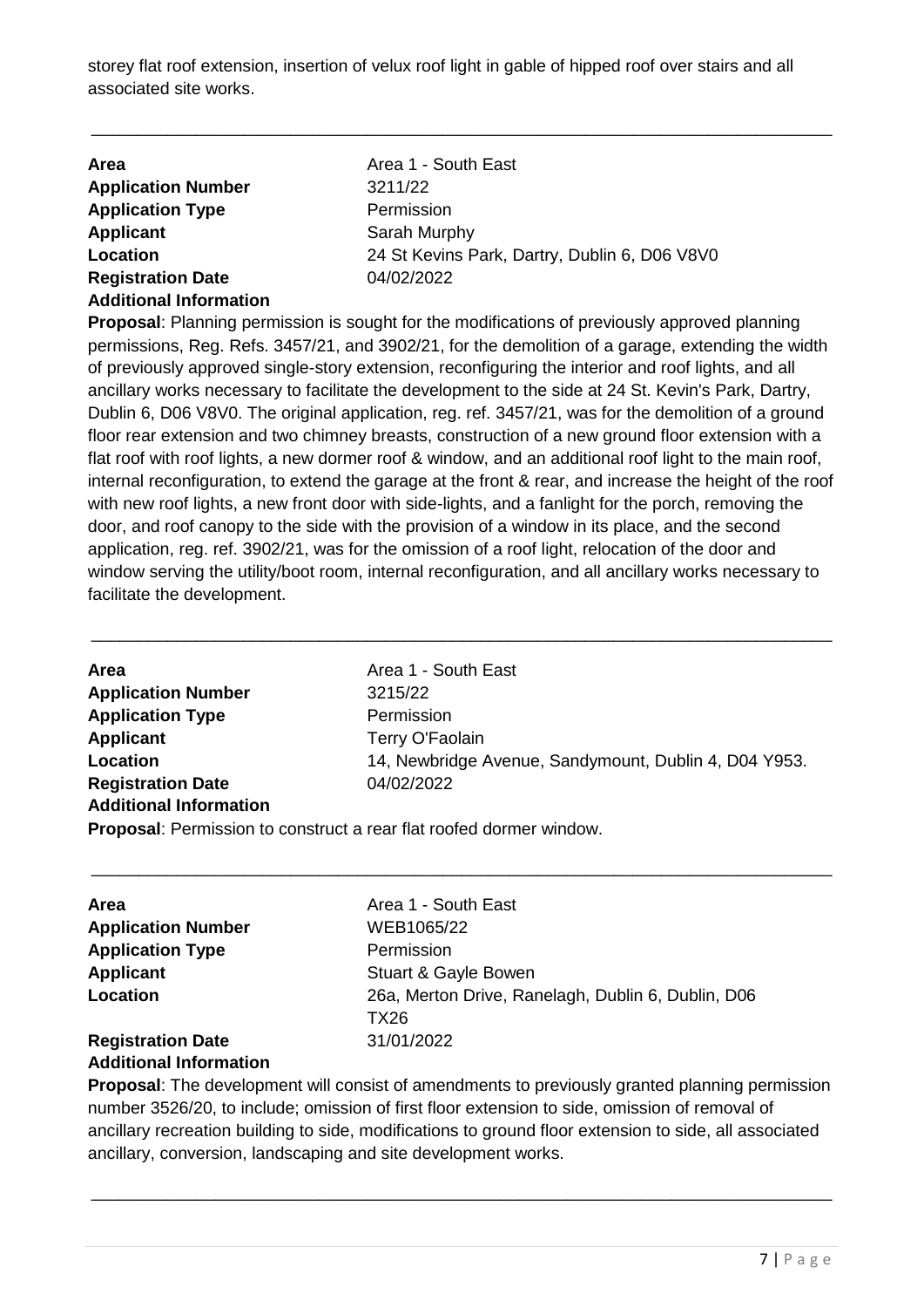storey flat roof extension, insertion of velux roof light in gable of hipped roof over stairs and all associated site works.

---

| | |
|---|---|
| **Area** | Area 1 - South East |
| **Application Number** | 3211/22 |
| **Application Type** | Permission |
| **Applicant** | Sarah Murphy |
| **Location** | 24 St Kevins Park, Dartry, Dublin 6, D06 V8V0 |
| **Registration Date** | 04/02/2022 |
| **Additional Information** | |

**Proposal**: Planning permission is sought for the modifications of previously approved planning permissions, Reg. Refs. 3457/21, and 3902/21, for the demolition of a garage, extending the width of previously approved single-story extension, reconfiguring the interior and roof lights, and all ancillary works necessary to facilitate the development to the side at 24 St. Kevin's Park, Dartry, Dublin 6, D06 V8V0. The original application, reg. ref. 3457/21, was for the demolition of a ground floor rear extension and two chimney breasts, construction of a new ground floor extension with a flat roof with roof lights, a new dormer roof & window, and an additional roof light to the main roof, internal reconfiguration, to extend the garage at the front & rear, and increase the height of the roof with new roof lights, a new front door with side-lights, and a fanlight for the porch, removing the door, and roof canopy to the side with the provision of a window in its place, and the second application, reg. ref. 3902/21, was for the omission of a roof light, relocation of the door and window serving the utility/boot room, internal reconfiguration, and all ancillary works necessary to facilitate the development.

---

| | |
|---|---|
| **Area** | Area 1 - South East |
| **Application Number** | 3215/22 |
| **Application Type** | Permission |
| **Applicant** | Terry O'Faolain |
| **Location** | 14, Newbridge Avenue, Sandymount, Dublin 4, D04 Y953. |
| **Registration Date** | 04/02/2022 |
| **Additional Information** | |

**Proposal**: Permission to construct a rear flat roofed dormer window.

---

| | |
|---|---|
| **Area** | Area 1 - South East |
| **Application Number** | WEB1065/22 |
| **Application Type** | Permission |
| **Applicant** | Stuart & Gayle Bowen |
| **Location** | 26a, Merton Drive, Ranelagh, Dublin 6, Dublin, D06 TX26 |
| **Registration Date** | 31/01/2022 |
| **Additional Information** | |

**Proposal**: The development will consist of amendments to previously granted planning permission number 3526/20, to include; omission of first floor extension to side, omission of removal of ancillary recreation building to side, modifications to ground floor extension to side, all associated ancillary, conversion, landscaping and site development works.

---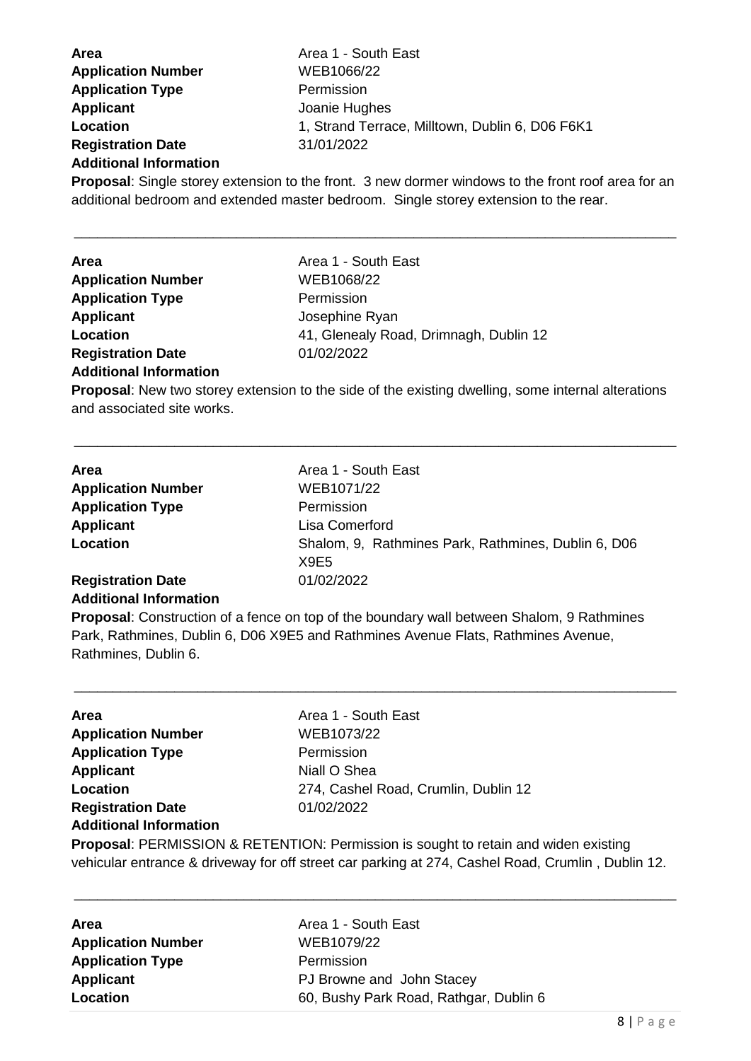**Area** Area 1 - South East
**Application Number** WEB1066/22
**Application Type** Permission
**Applicant** Joanie Hughes
**Location** 1, Strand Terrace, Milltown, Dublin 6, D06 F6K1
**Registration Date** 31/01/2022
**Additional Information**
**Proposal**: Single storey extension to the front. 3 new dormer windows to the front roof area for an additional bedroom and extended master bedroom. Single storey extension to the rear.

---

**Area** Area 1 - South East
**Application Number** WEB1068/22
**Application Type** Permission
**Applicant** Josephine Ryan
**Location** 41, Glenealy Road, Drimnagh, Dublin 12
**Registration Date** 01/02/2022
**Additional Information**
**Proposal**: New two storey extension to the side of the existing dwelling, some internal alterations and associated site works.

---

**Area** Area 1 - South East
**Application Number** WEB1071/22
**Application Type** Permission
**Applicant** Lisa Comerford
**Location** Shalom, 9, Rathmines Park, Rathmines, Dublin 6, D06 X9E5
**Registration Date** 01/02/2022
**Additional Information**
**Proposal**: Construction of a fence on top of the boundary wall between Shalom, 9 Rathmines Park, Rathmines, Dublin 6, D06 X9E5 and Rathmines Avenue Flats, Rathmines Avenue, Rathmines, Dublin 6.

---

**Area** Area 1 - South East
**Application Number** WEB1073/22
**Application Type** Permission
**Applicant** Niall O Shea
**Location** 274, Cashel Road, Crumlin, Dublin 12
**Registration Date** 01/02/2022
**Additional Information**
**Proposal**: PERMISSION & RETENTION: Permission is sought to retain and widen existing vehicular entrance & driveway for off street car parking at 274, Cashel Road, Crumlin , Dublin 12.

---

**Area** Area 1 - South East
**Application Number** WEB1079/22
**Application Type** Permission
**Applicant** PJ Browne and John Stacey
**Location** 60, Bushy Park Road, Rathgar, Dublin 6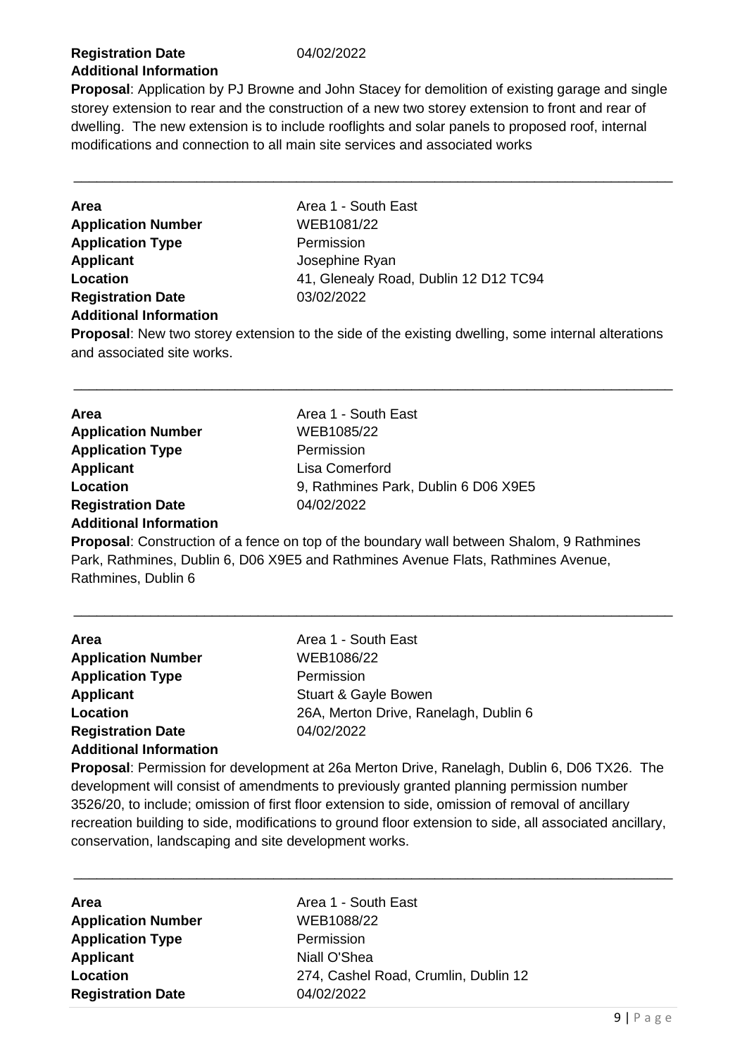**Registration Date** 04/02/2022
**Additional Information**

**Proposal**: Application by PJ Browne and John Stacey for demolition of existing garage and single storey extension to rear and the construction of a new two storey extension to front and rear of dwelling. The new extension is to include rooflights and solar panels to proposed roof, internal modifications and connection to all main site services and associated works

---

| | |
|---|---|
| **Area** | Area 1 - South East |
| **Application Number** | WEB1081/22 |
| **Application Type** | Permission |
| **Applicant** | Josephine Ryan |
| **Location** | 41, Glenealy Road, Dublin 12 D12 TC94 |
| **Registration Date** | 03/02/2022 |

**Additional Information**

**Proposal**: New two storey extension to the side of the existing dwelling, some internal alterations and associated site works.

---

| | |
|---|---|
| **Area** | Area 1 - South East |
| **Application Number** | WEB1085/22 |
| **Application Type** | Permission |
| **Applicant** | Lisa Comerford |
| **Location** | 9, Rathmines Park, Dublin 6 D06 X9E5 |
| **Registration Date** | 04/02/2022 |

**Additional Information**

**Proposal**: Construction of a fence on top of the boundary wall between Shalom, 9 Rathmines Park, Rathmines, Dublin 6, D06 X9E5 and Rathmines Avenue Flats, Rathmines Avenue, Rathmines, Dublin 6

---

| | |
|---|---|
| **Area** | Area 1 - South East |
| **Application Number** | WEB1086/22 |
| **Application Type** | Permission |
| **Applicant** | Stuart & Gayle Bowen |
| **Location** | 26A, Merton Drive, Ranelagh, Dublin 6 |
| **Registration Date** | 04/02/2022 |

**Additional Information**

**Proposal**: Permission for development at 26a Merton Drive, Ranelagh, Dublin 6, D06 TX26. The development will consist of amendments to previously granted planning permission number 3526/20, to include; omission of first floor extension to side, omission of removal of ancillary recreation building to side, modifications to ground floor extension to side, all associated ancillary, conservation, landscaping and site development works.

---

| | |
|---|---|
| **Area** | Area 1 - South East |
| **Application Number** | WEB1088/22 |
| **Application Type** | Permission |
| **Applicant** | Niall O'Shea |
| **Location** | 274, Cashel Road, Crumlin, Dublin 12 |
| **Registration Date** | 04/02/2022 |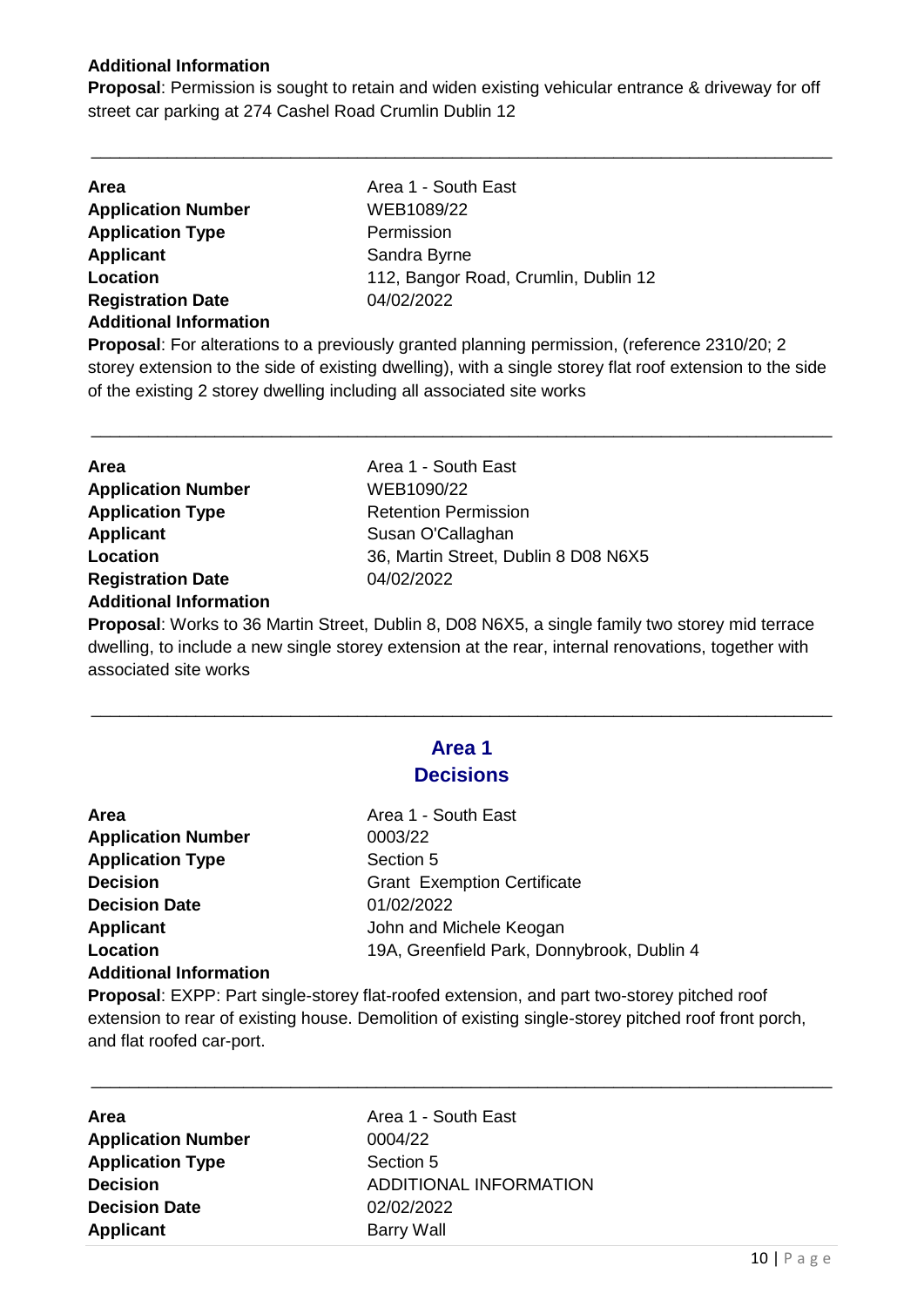**Additional Information**

**Proposal**: Permission is sought to retain and widen existing vehicular entrance & driveway for off street car parking at 274 Cashel Road Crumlin Dublin 12

---

| | |
|---|---|
| **Area** | Area 1 - South East |
| **Application Number** | WEB1089/22 |
| **Application Type** | Permission |
| **Applicant** | Sandra Byrne |
| **Location** | 112, Bangor Road, Crumlin, Dublin 12 |
| **Registration Date** | 04/02/2022 |

**Additional Information**

**Proposal**: For alterations to a previously granted planning permission, (reference 2310/20; 2 storey extension to the side of existing dwelling), with a single storey flat roof extension to the side of the existing 2 storey dwelling including all associated site works

---

| | |
|---|---|
| **Area** | Area 1 - South East |
| **Application Number** | WEB1090/22 |
| **Application Type** | Retention Permission |
| **Applicant** | Susan O'Callaghan |
| **Location** | 36, Martin Street, Dublin 8 D08 N6X5 |
| **Registration Date** | 04/02/2022 |

**Additional Information**

**Proposal**: Works to 36 Martin Street, Dublin 8, D08 N6X5, a single family two storey mid terrace dwelling, to include a new single storey extension at the rear, internal renovations, together with associated site works

---

## Area 1
## Decisions

| | |
|---|---|
| **Area** | Area 1 - South East |
| **Application Number** | 0003/22 |
| **Application Type** | Section 5 |
| **Decision** | Grant Exemption Certificate |
| **Decision Date** | 01/02/2022 |
| **Applicant** | John and Michele Keogan |
| **Location** | 19A, Greenfield Park, Donnybrook, Dublin 4 |

**Additional Information**

**Proposal**: EXPP: Part single-storey flat-roofed extension, and part two-storey pitched roof extension to rear of existing house. Demolition of existing single-storey pitched roof front porch, and flat roofed car-port.

---

| | |
|---|---|
| **Area** | Area 1 - South East |
| **Application Number** | 0004/22 |
| **Application Type** | Section 5 |
| **Decision** | ADDITIONAL INFORMATION |
| **Decision Date** | 02/02/2022 |
| **Applicant** | Barry Wall |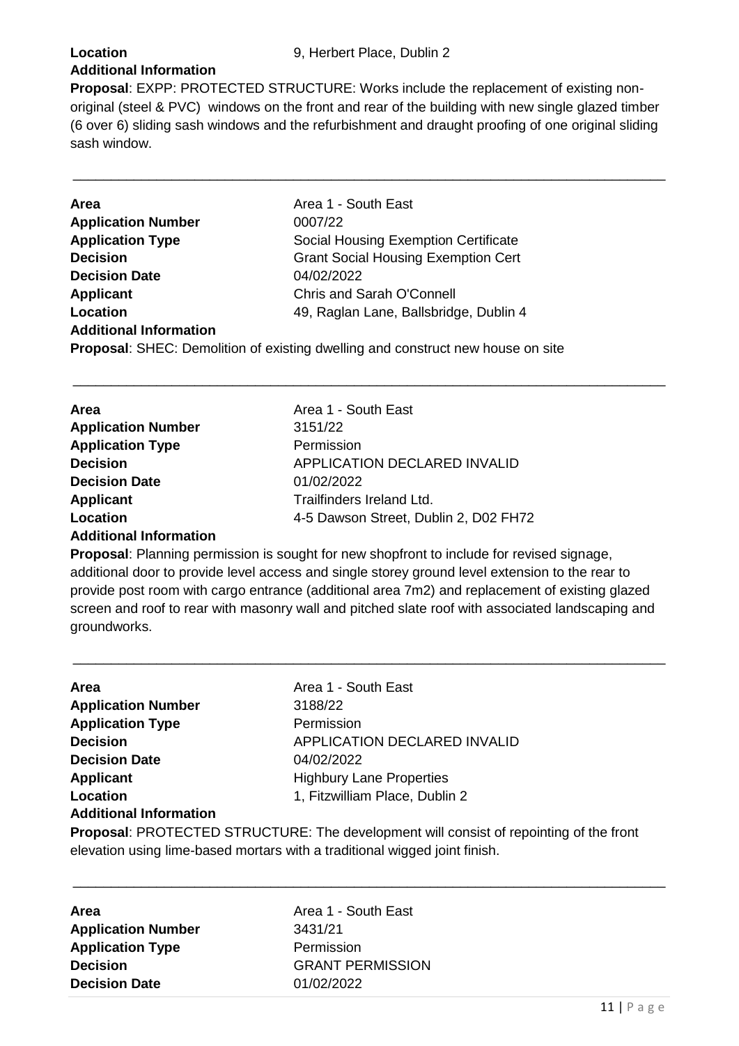**Location** 9, Herbert Place, Dublin 2

**Additional Information**

**Proposal**: EXPP: PROTECTED STRUCTURE: Works include the replacement of existing non-original (steel & PVC) windows on the front and rear of the building with new single glazed timber (6 over 6) sliding sash windows and the refurbishment and draught proofing of one original sliding sash window.

---

**Area** Area 1 - South East
**Application Number** 0007/22
**Application Type** Social Housing Exemption Certificate
**Decision** Grant Social Housing Exemption Cert
**Decision Date** 04/02/2022
**Applicant** Chris and Sarah O'Connell
**Location** 49, Raglan Lane, Ballsbridge, Dublin 4
**Additional Information**

**Proposal**: SHEC: Demolition of existing dwelling and construct new house on site

---

**Area** Area 1 - South East
**Application Number** 3151/22
**Application Type** Permission
**Decision** APPLICATION DECLARED INVALID
**Decision Date** 01/02/2022
**Applicant** Trailfinders Ireland Ltd.
**Location** 4-5 Dawson Street, Dublin 2, D02 FH72
**Additional Information**

**Proposal**: Planning permission is sought for new shopfront to include for revised signage, additional door to provide level access and single storey ground level extension to the rear to provide post room with cargo entrance (additional area 7m2) and replacement of existing glazed screen and roof to rear with masonry wall and pitched slate roof with associated landscaping and groundworks.

---

**Area** Area 1 - South East
**Application Number** 3188/22
**Application Type** Permission
**Decision** APPLICATION DECLARED INVALID
**Decision Date** 04/02/2022
**Applicant** Highbury Lane Properties
**Location** 1, Fitzwilliam Place, Dublin 2
**Additional Information**

**Proposal**: PROTECTED STRUCTURE: The development will consist of repointing of the front elevation using lime-based mortars with a traditional wigged joint finish.

---

**Area** Area 1 - South East
**Application Number** 3431/21
**Application Type** Permission
**Decision** GRANT PERMISSION
**Decision Date** 01/02/2022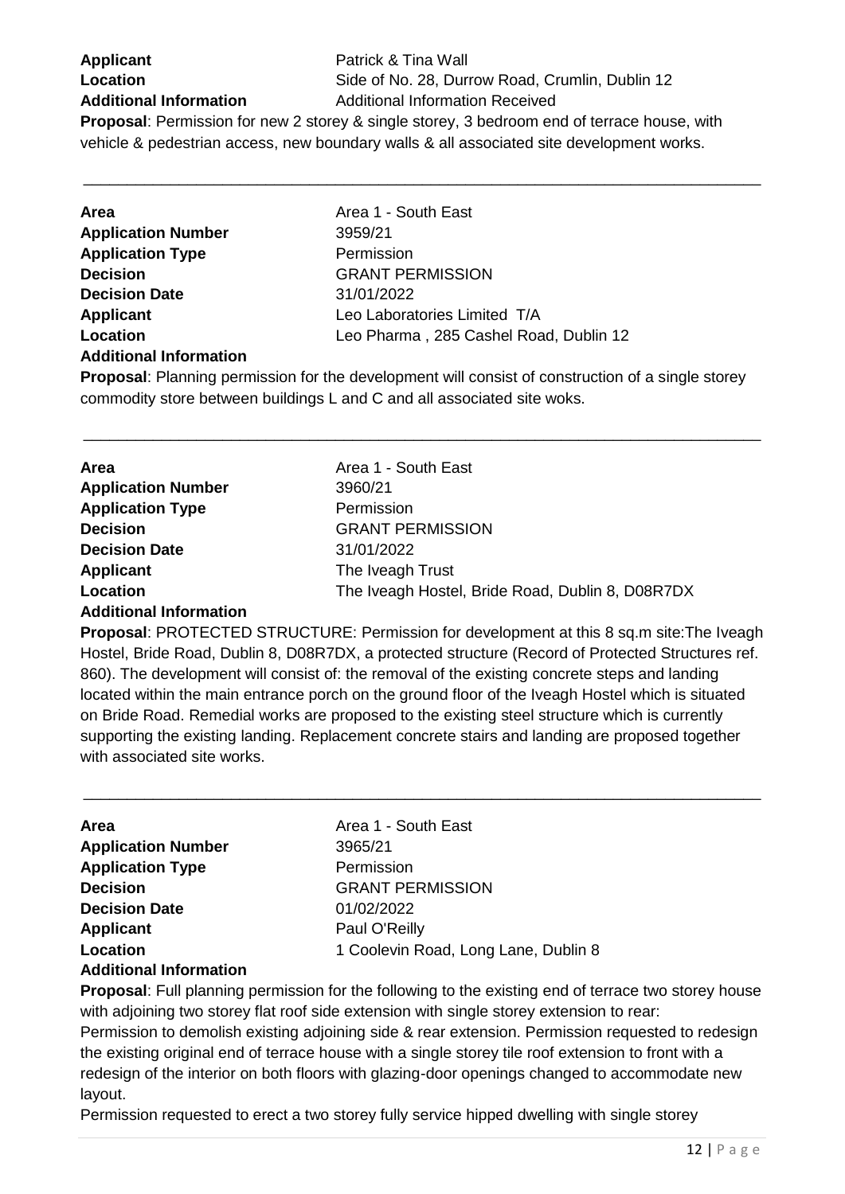**Applicant** Patrick & Tina Wall
**Location** Side of No. 28, Durrow Road, Crumlin, Dublin 12
**Additional Information** Additional Information Received

**Proposal**: Permission for new 2 storey & single storey, 3 bedroom end of terrace house, with vehicle & pedestrian access, new boundary walls & all associated site development works.

---

**Area** Area 1 - South East
**Application Number** 3959/21
**Application Type** Permission
**Decision** GRANT PERMISSION
**Decision Date** 31/01/2022
**Applicant** Leo Laboratories Limited T/A
**Location** Leo Pharma , 285 Cashel Road, Dublin 12
**Additional Information**

**Proposal**: Planning permission for the development will consist of construction of a single storey commodity store between buildings L and C and all associated site woks.

---

**Area** Area 1 - South East
**Application Number** 3960/21
**Application Type** Permission
**Decision** GRANT PERMISSION
**Decision Date** 31/01/2022
**Applicant** The Iveagh Trust
**Location** The Iveagh Hostel, Bride Road, Dublin 8, D08R7DX
**Additional Information**

**Proposal**: PROTECTED STRUCTURE: Permission for development at this 8 sq.m site:The Iveagh Hostel, Bride Road, Dublin 8, D08R7DX, a protected structure (Record of Protected Structures ref. 860). The development will consist of: the removal of the existing concrete steps and landing located within the main entrance porch on the ground floor of the Iveagh Hostel which is situated on Bride Road. Remedial works are proposed to the existing steel structure which is currently supporting the existing landing. Replacement concrete stairs and landing are proposed together with associated site works.

---

**Area** Area 1 - South East
**Application Number** 3965/21
**Application Type** Permission
**Decision** GRANT PERMISSION
**Decision Date** 01/02/2022
**Applicant** Paul O'Reilly
**Location** 1 Coolevin Road, Long Lane, Dublin 8
**Additional Information**

**Proposal**: Full planning permission for the following to the existing end of terrace two storey house with adjoining two storey flat roof side extension with single storey extension to rear:
Permission to demolish existing adjoining side & rear extension. Permission requested to redesign the existing original end of terrace house with a single storey tile roof extension to front with a redesign of the interior on both floors with glazing-door openings changed to accommodate new layout.
Permission requested to erect a two storey fully service hipped dwelling with single storey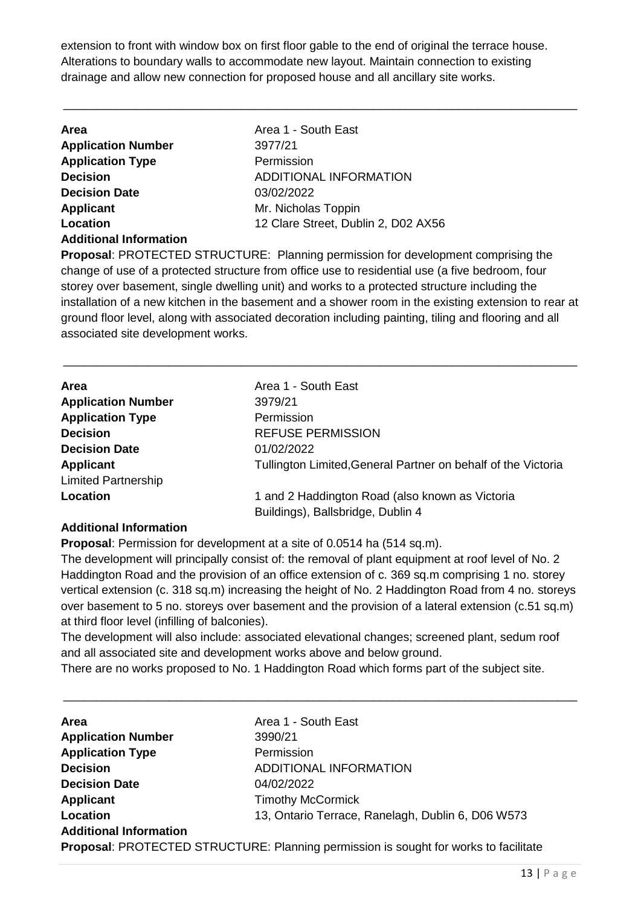extension to front with window box on first floor gable to the end of original the terrace house. Alterations to boundary walls to accommodate new layout. Maintain connection to existing drainage and allow new connection for proposed house and all ancillary site works.

---

**Area** Area 1 - South East
**Application Number** 3977/21
**Application Type** Permission
**Decision** ADDITIONAL INFORMATION
**Decision Date** 03/02/2022
**Applicant** Mr. Nicholas Toppin
**Location** 12 Clare Street, Dublin 2, D02 AX56
**Additional Information**
**Proposal**: PROTECTED STRUCTURE: Planning permission for development comprising the change of use of a protected structure from office use to residential use (a five bedroom, four storey over basement, single dwelling unit) and works to a protected structure including the installation of a new kitchen in the basement and a shower room in the existing extension to rear at ground floor level, along with associated decoration including painting, tiling and flooring and all associated site development works.

---

**Area** Area 1 - South East
**Application Number** 3979/21
**Application Type** Permission
**Decision** REFUSE PERMISSION
**Decision Date** 01/02/2022
**Applicant** Tullington Limited,General Partner on behalf of the Victoria Limited Partnership
**Location** 1 and 2 Haddington Road (also known as Victoria Buildings), Ballsbridge, Dublin 4
**Additional Information**
**Proposal**: Permission for development at a site of 0.0514 ha (514 sq.m).
The development will principally consist of: the removal of plant equipment at roof level of No. 2 Haddington Road and the provision of an office extension of c. 369 sq.m comprising 1 no. storey vertical extension (c. 318 sq.m) increasing the height of No. 2 Haddington Road from 4 no. storeys over basement to 5 no. storeys over basement and the provision of a lateral extension (c.51 sq.m) at third floor level (infilling of balconies).
The development will also include: associated elevational changes; screened plant, sedum roof and all associated site and development works above and below ground.
There are no works proposed to No. 1 Haddington Road which forms part of the subject site.

---

**Area** Area 1 - South East
**Application Number** 3990/21
**Application Type** Permission
**Decision** ADDITIONAL INFORMATION
**Decision Date** 04/02/2022
**Applicant** Timothy McCormick
**Location** 13, Ontario Terrace, Ranelagh, Dublin 6, D06 W573
**Additional Information**
**Proposal**: PROTECTED STRUCTURE: Planning permission is sought for works to facilitate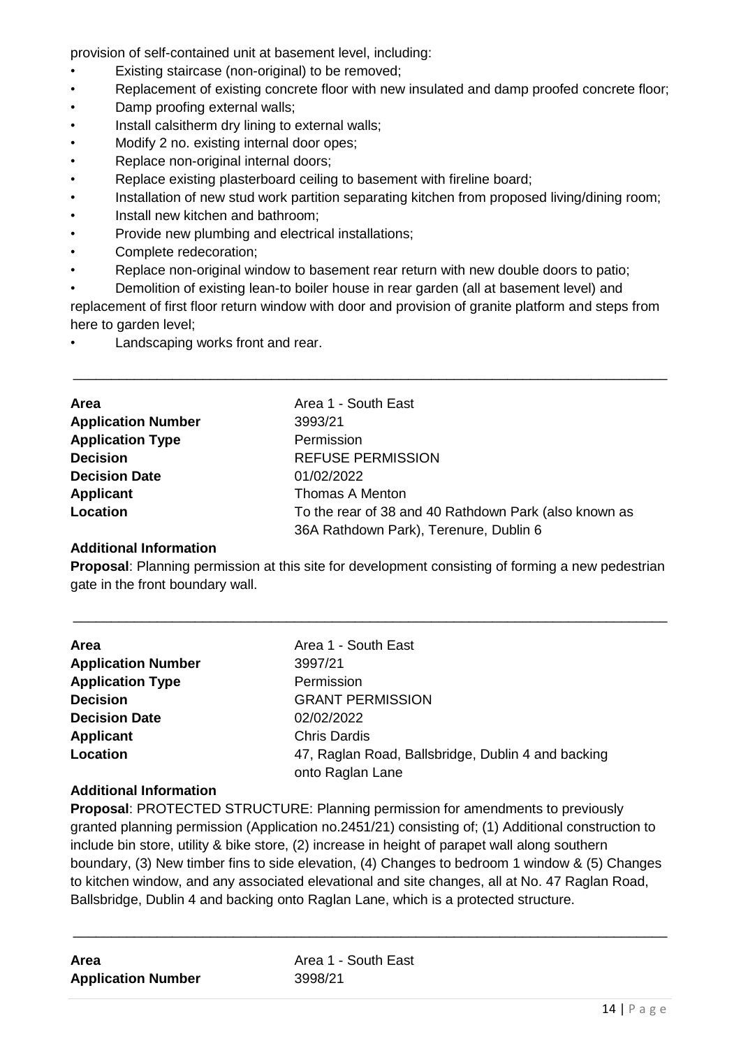provision of self-contained unit at basement level, including:

- Existing staircase (non-original) to be removed;
- Replacement of existing concrete floor with new insulated and damp proofed concrete floor;
- Damp proofing external walls;
- Install calsitherm dry lining to external walls;
- Modify 2 no. existing internal door opes;
- Replace non-original internal doors;
- Replace existing plasterboard ceiling to basement with fireline board;
- Installation of new stud work partition separating kitchen from proposed living/dining room;
- Install new kitchen and bathroom;
- Provide new plumbing and electrical installations;
- Complete redecoration;
- Replace non-original window to basement rear return with new double doors to patio;
- Demolition of existing lean-to boiler house in rear garden (all at basement level) and

replacement of first floor return window with door and provision of granite platform and steps from here to garden level;

- Landscaping works front and rear.

---

| | |
|---|---|
| **Area** | Area 1 - South East |
| **Application Number** | 3993/21 |
| **Application Type** | Permission |
| **Decision** | REFUSE PERMISSION |
| **Decision Date** | 01/02/2022 |
| **Applicant** | Thomas A Menton |
| **Location** | To the rear of 38 and 40 Rathdown Park (also known as 36A Rathdown Park), Terenure, Dublin 6 |

**Additional Information**

**Proposal**: Planning permission at this site for development consisting of forming a new pedestrian gate in the front boundary wall.

---

| | |
|---|---|
| **Area** | Area 1 - South East |
| **Application Number** | 3997/21 |
| **Application Type** | Permission |
| **Decision** | GRANT PERMISSION |
| **Decision Date** | 02/02/2022 |
| **Applicant** | Chris Dardis |
| **Location** | 47, Raglan Road, Ballsbridge, Dublin 4 and backing onto Raglan Lane |

**Additional Information**

**Proposal**: PROTECTED STRUCTURE: Planning permission for amendments to previously granted planning permission (Application no.2451/21) consisting of; (1) Additional construction to include bin store, utility & bike store, (2) increase in height of parapet wall along southern boundary, (3) New timber fins to side elevation, (4) Changes to bedroom 1 window & (5) Changes to kitchen window, and any associated elevational and site changes, all at No. 47 Raglan Road, Ballsbridge, Dublin 4 and backing onto Raglan Lane, which is a protected structure.

---

| | |
|---|---|
| **Area** | Area 1 - South East |
| **Application Number** | 3998/21 |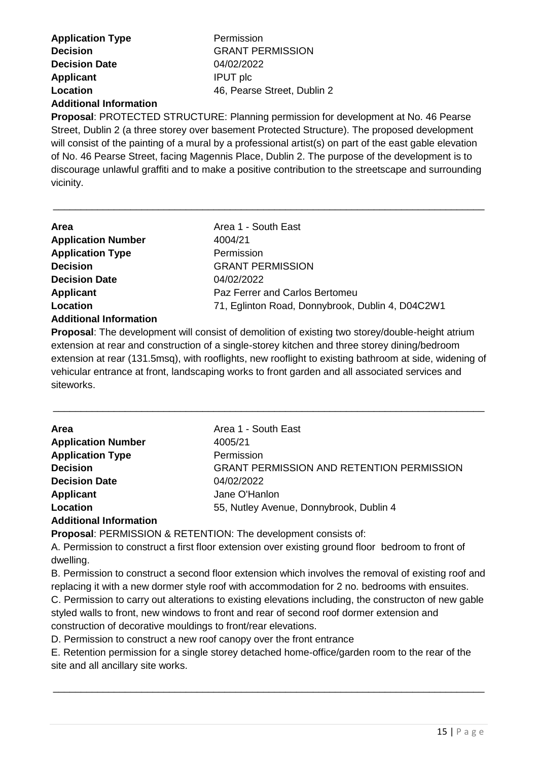**Application Type** Permission
**Decision** GRANT PERMISSION
**Decision Date** 04/02/2022
**Applicant** IPUT plc
**Location** 46, Pearse Street, Dublin 2
**Additional Information**

**Proposal**: PROTECTED STRUCTURE: Planning permission for development at No. 46 Pearse Street, Dublin 2 (a three storey over basement Protected Structure). The proposed development will consist of the painting of a mural by a professional artist(s) on part of the east gable elevation of No. 46 Pearse Street, facing Magennis Place, Dublin 2. The purpose of the development is to discourage unlawful graffiti and to make a positive contribution to the streetscape and surrounding vicinity.

---

**Area** Area 1 - South East
**Application Number** 4004/21
**Application Type** Permission
**Decision** GRANT PERMISSION
**Decision Date** 04/02/2022
**Applicant** Paz Ferrer and Carlos Bertomeu
**Location** 71, Eglinton Road, Donnybrook, Dublin 4, D04C2W1
**Additional Information**

**Proposal**: The development will consist of demolition of existing two storey/double-height atrium extension at rear and construction of a single-storey kitchen and three storey dining/bedroom extension at rear (131.5msq), with rooflights, new rooflight to existing bathroom at side, widening of vehicular entrance at front, landscaping works to front garden and all associated services and siteworks.

---

**Area** Area 1 - South East
**Application Number** 4005/21
**Application Type** Permission
**Decision** GRANT PERMISSION AND RETENTION PERMISSION
**Decision Date** 04/02/2022
**Applicant** Jane O'Hanlon
**Location** 55, Nutley Avenue, Donnybrook, Dublin 4
**Additional Information**

**Proposal**: PERMISSION & RETENTION: The development consists of:

A. Permission to construct a first floor extension over existing ground floor bedroom to front of dwelling.

B. Permission to construct a second floor extension which involves the removal of existing roof and replacing it with a new dormer style roof with accommodation for 2 no. bedrooms with ensuites.

C. Permission to carry out alterations to existing elevations including, the constructon of new gable styled walls to front, new windows to front and rear of second roof dormer extension and construction of decorative mouldings to front/rear elevations.

D. Permission to construct a new roof canopy over the front entrance

E. Retention permission for a single storey detached home-office/garden room to the rear of the site and all ancillary site works.

---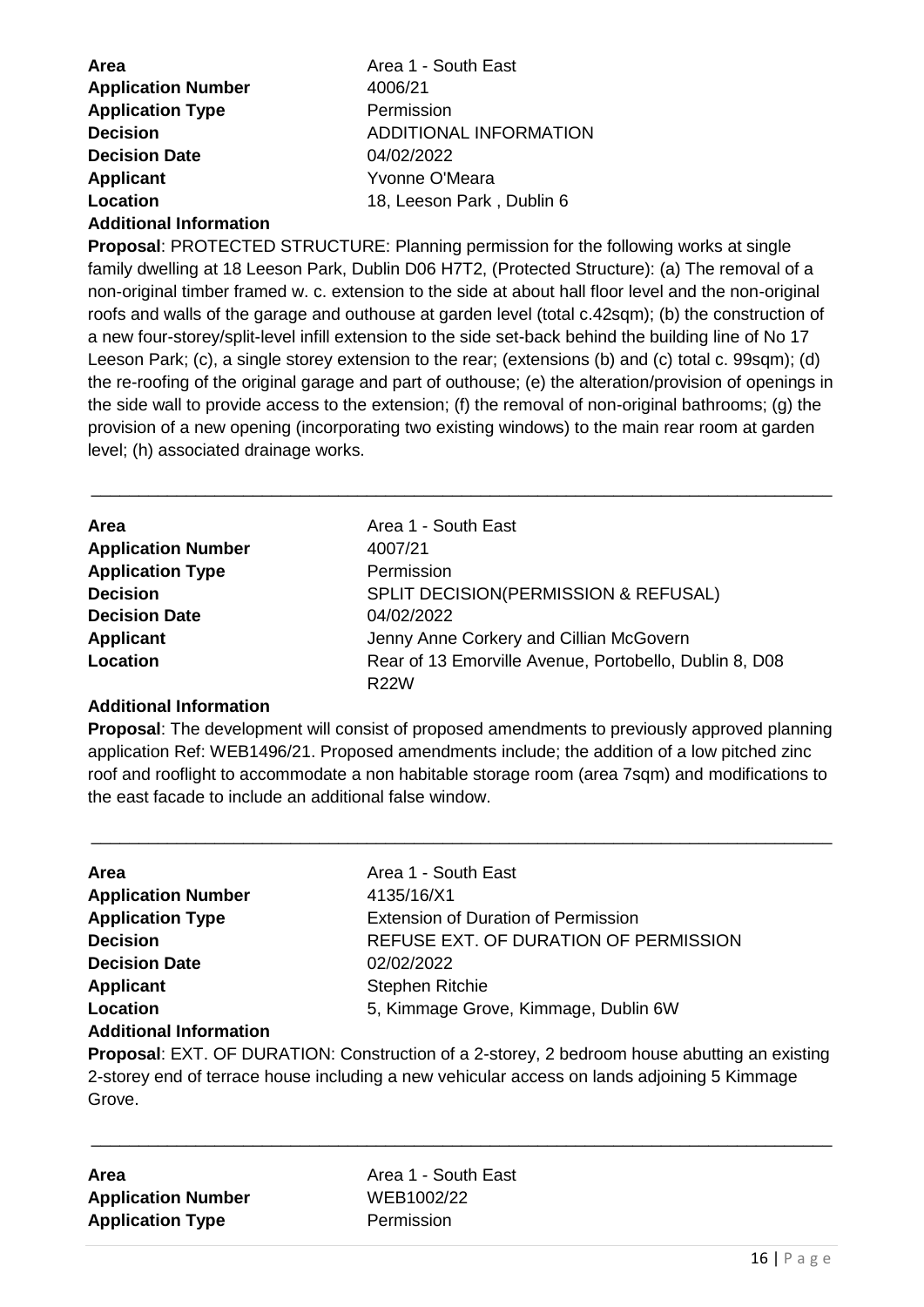**Area** Area 1 - South East
**Application Number** 4006/21
**Application Type** Permission
**Decision** ADDITIONAL INFORMATION
**Decision Date** 04/02/2022
**Applicant** Yvonne O'Meara
**Location** 18, Leeson Park , Dublin 6
**Additional Information**
**Proposal**: PROTECTED STRUCTURE: Planning permission for the following works at single family dwelling at 18 Leeson Park, Dublin D06 H7T2, (Protected Structure): (a) The removal of a non-original timber framed w. c. extension to the side at about hall floor level and the non-original roofs and walls of the garage and outhouse at garden level (total c.42sqm); (b) the construction of a new four-storey/split-level infill extension to the side set-back behind the building line of No 17 Leeson Park; (c), a single storey extension to the rear; (extensions (b) and (c) total c. 99sqm); (d) the re-roofing of the original garage and part of outhouse; (e) the alteration/provision of openings in the side wall to provide access to the extension; (f) the removal of non-original bathrooms; (g) the provision of a new opening (incorporating two existing windows) to the main rear room at garden level; (h) associated drainage works.

---

**Area** Area 1 - South East
**Application Number** 4007/21
**Application Type** Permission
**Decision** SPLIT DECISION(PERMISSION & REFUSAL)
**Decision Date** 04/02/2022
**Applicant** Jenny Anne Corkery and Cillian McGovern
**Location** Rear of 13 Emorville Avenue, Portobello, Dublin 8, D08 R22W
**Additional Information**
**Proposal**: The development will consist of proposed amendments to previously approved planning application Ref: WEB1496/21. Proposed amendments include; the addition of a low pitched zinc roof and rooflight to accommodate a non habitable storage room (area 7sqm) and modifications to the east facade to include an additional false window.

---

**Area** Area 1 - South East
**Application Number** 4135/16/X1
**Application Type** Extension of Duration of Permission
**Decision** REFUSE EXT. OF DURATION OF PERMISSION
**Decision Date** 02/02/2022
**Applicant** Stephen Ritchie
**Location** 5, Kimmage Grove, Kimmage, Dublin 6W
**Additional Information**
**Proposal**: EXT. OF DURATION: Construction of a 2-storey, 2 bedroom house abutting an existing 2-storey end of terrace house including a new vehicular access on lands adjoining 5 Kimmage Grove.

---

**Area** Area 1 - South East
**Application Number** WEB1002/22
**Application Type** Permission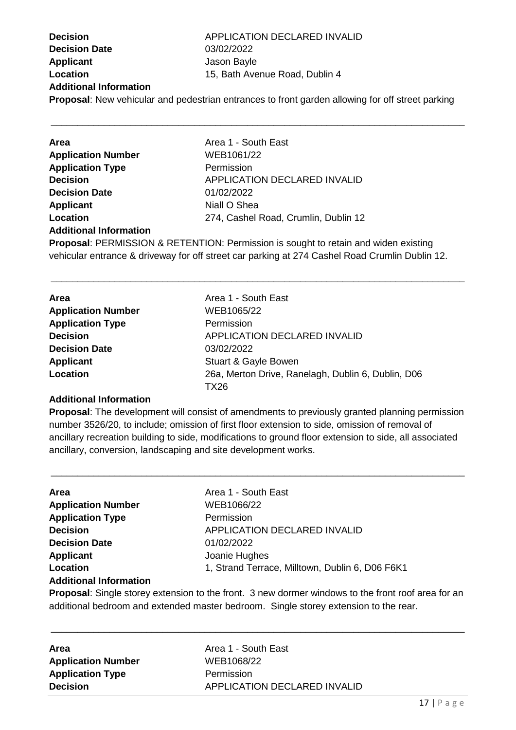**Decision** APPLICATION DECLARED INVALID
**Decision Date** 03/02/2022
**Applicant** Jason Bayle
**Location** 15, Bath Avenue Road, Dublin 4
**Additional Information**
**Proposal**: New vehicular and pedestrian entrances to front garden allowing for off street parking

---

**Area** Area 1 - South East
**Application Number** WEB1061/22
**Application Type** Permission
**Decision** APPLICATION DECLARED INVALID
**Decision Date** 01/02/2022
**Applicant** Niall O Shea
**Location** 274, Cashel Road, Crumlin, Dublin 12
**Additional Information**
**Proposal**: PERMISSION & RETENTION: Permission is sought to retain and widen existing vehicular entrance & driveway for off street car parking at 274 Cashel Road Crumlin Dublin 12.

---

**Area** Area 1 - South East
**Application Number** WEB1065/22
**Application Type** Permission
**Decision** APPLICATION DECLARED INVALID
**Decision Date** 03/02/2022
**Applicant** Stuart & Gayle Bowen
**Location** 26a, Merton Drive, Ranelagh, Dublin 6, Dublin, D06 TX26
**Additional Information**
**Proposal**: The development will consist of amendments to previously granted planning permission number 3526/20, to include; omission of first floor extension to side, omission of removal of ancillary recreation building to side, modifications to ground floor extension to side, all associated ancillary, conversion, landscaping and site development works.

---

**Area** Area 1 - South East
**Application Number** WEB1066/22
**Application Type** Permission
**Decision** APPLICATION DECLARED INVALID
**Decision Date** 01/02/2022
**Applicant** Joanie Hughes
**Location** 1, Strand Terrace, Milltown, Dublin 6, D06 F6K1
**Additional Information**
**Proposal**: Single storey extension to the front. 3 new dormer windows to the front roof area for an additional bedroom and extended master bedroom. Single storey extension to the rear.

---

**Area** Area 1 - South East
**Application Number** WEB1068/22
**Application Type** Permission
**Decision** APPLICATION DECLARED INVALID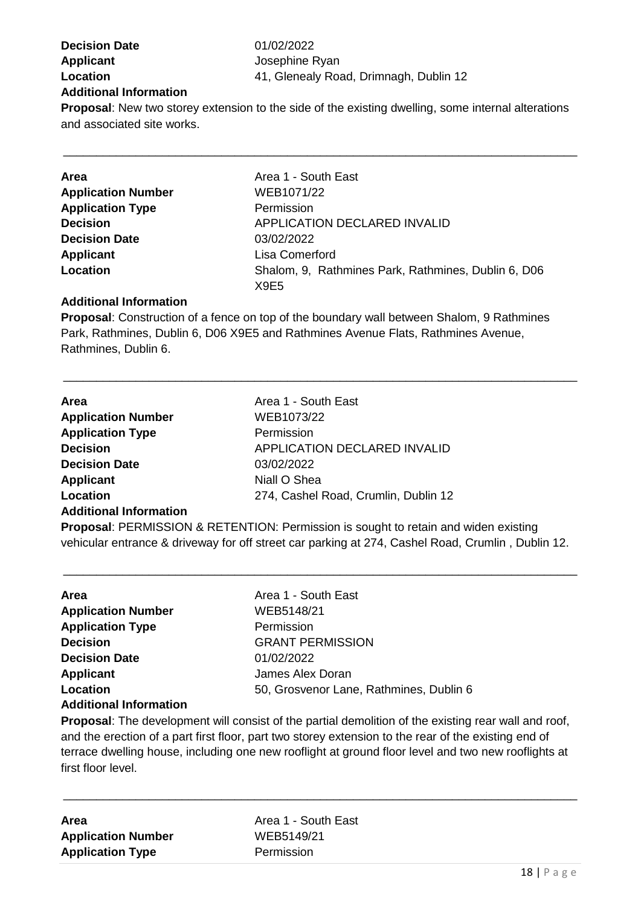**Decision Date** 01/02/2022
**Applicant** Josephine Ryan
**Location** 41, Glenealy Road, Drimnagh, Dublin 12
**Additional Information**
**Proposal**: New two storey extension to the side of the existing dwelling, some internal alterations and associated site works.

---

| | |
|---|---|
| **Area** | Area 1 - South East |
| **Application Number** | WEB1071/22 |
| **Application Type** | Permission |
| **Decision** | APPLICATION DECLARED INVALID |
| **Decision Date** | 03/02/2022 |
| **Applicant** | Lisa Comerford |
| **Location** | Shalom, 9, Rathmines Park, Rathmines, Dublin 6, D06 X9E5 |

**Additional Information**
**Proposal**: Construction of a fence on top of the boundary wall between Shalom, 9 Rathmines Park, Rathmines, Dublin 6, D06 X9E5 and Rathmines Avenue Flats, Rathmines Avenue, Rathmines, Dublin 6.

---

| | |
|---|---|
| **Area** | Area 1 - South East |
| **Application Number** | WEB1073/22 |
| **Application Type** | Permission |
| **Decision** | APPLICATION DECLARED INVALID |
| **Decision Date** | 03/02/2022 |
| **Applicant** | Niall O Shea |
| **Location** | 274, Cashel Road, Crumlin, Dublin 12 |

**Additional Information**
**Proposal**: PERMISSION & RETENTION: Permission is sought to retain and widen existing vehicular entrance & driveway for off street car parking at 274, Cashel Road, Crumlin , Dublin 12.

---

| | |
|---|---|
| **Area** | Area 1 - South East |
| **Application Number** | WEB5148/21 |
| **Application Type** | Permission |
| **Decision** | GRANT PERMISSION |
| **Decision Date** | 01/02/2022 |
| **Applicant** | James Alex Doran |
| **Location** | 50, Grosvenor Lane, Rathmines, Dublin 6 |

**Additional Information**
**Proposal**: The development will consist of the partial demolition of the existing rear wall and roof, and the erection of a part first floor, part two storey extension to the rear of the existing end of terrace dwelling house, including one new rooflight at ground floor level and two new rooflights at first floor level.

---

| | |
|---|---|
| **Area** | Area 1 - South East |
| **Application Number** | WEB5149/21 |
| **Application Type** | Permission |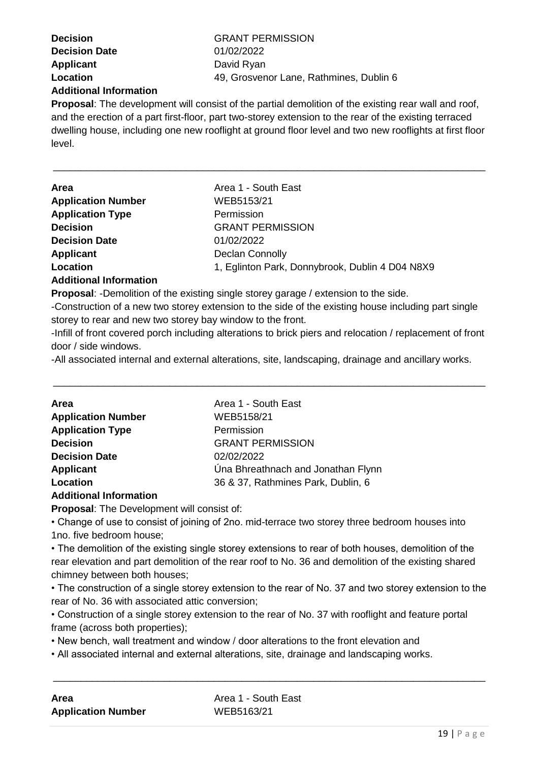**Decision** GRANT PERMISSION
**Decision Date** 01/02/2022
**Applicant** David Ryan
**Location** 49, Grosvenor Lane, Rathmines, Dublin 6
**Additional Information**

**Proposal**: The development will consist of the partial demolition of the existing rear wall and roof, and the erection of a part first-floor, part two-storey extension to the rear of the existing terraced dwelling house, including one new rooflight at ground floor level and two new rooflights at first floor level.

---

**Area** Area 1 - South East
**Application Number** WEB5153/21
**Application Type** Permission
**Decision** GRANT PERMISSION
**Decision Date** 01/02/2022
**Applicant** Declan Connolly
**Location** 1, Eglinton Park, Donnybrook, Dublin 4 D04 N8X9
**Additional Information**

**Proposal**: -Demolition of the existing single storey garage / extension to the side.

-Construction of a new two storey extension to the side of the existing house including part single storey to rear and new two storey bay window to the front.

-Infill of front covered porch including alterations to brick piers and relocation / replacement of front door / side windows.

-All associated internal and external alterations, site, landscaping, drainage and ancillary works.

---

**Area** Area 1 - South East
**Application Number** WEB5158/21
**Application Type** Permission
**Decision** GRANT PERMISSION
**Decision Date** 02/02/2022
**Applicant** Úna Bhreathnach and Jonathan Flynn
**Location** 36 & 37, Rathmines Park, Dublin, 6
**Additional Information**

**Proposal**: The Development will consist of:

- Change of use to consist of joining of 2no. mid-terrace two storey three bedroom houses into 1no. five bedroom house;
- The demolition of the existing single storey extensions to rear of both houses, demolition of the rear elevation and part demolition of the rear roof to No. 36 and demolition of the existing shared chimney between both houses;
- The construction of a single storey extension to the rear of No. 37 and two storey extension to the rear of No. 36 with associated attic conversion;
- Construction of a single storey extension to the rear of No. 37 with rooflight and feature portal frame (across both properties);
- New bench, wall treatment and window / door alterations to the front elevation and
- All associated internal and external alterations, site, drainage and landscaping works.

---

**Area** Area 1 - South East
**Application Number** WEB5163/21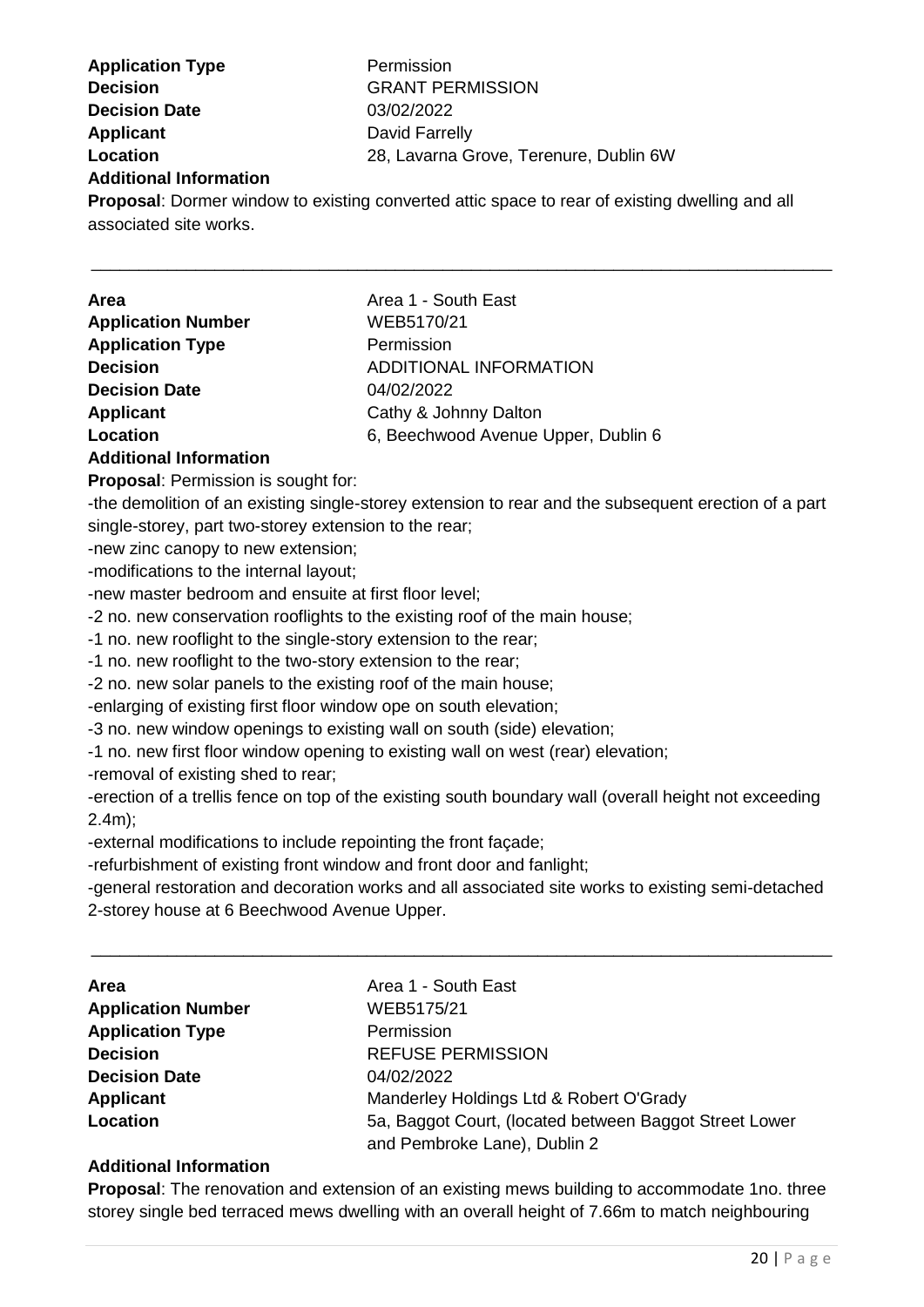**Application Type** Permission
**Decision** GRANT PERMISSION
**Decision Date** 03/02/2022
**Applicant** David Farrelly
**Location** 28, Lavarna Grove, Terenure, Dublin 6W
**Additional Information**

**Proposal**: Dormer window to existing converted attic space to rear of existing dwelling and all associated site works.

---

**Area** Area 1 - South East
**Application Number** WEB5170/21
**Application Type** Permission
**Decision** ADDITIONAL INFORMATION
**Decision Date** 04/02/2022
**Applicant** Cathy & Johnny Dalton
**Location** 6, Beechwood Avenue Upper, Dublin 6
**Additional Information**

**Proposal**: Permission is sought for:

-the demolition of an existing single-storey extension to rear and the subsequent erection of a part single-storey, part two-storey extension to the rear;
-new zinc canopy to new extension;
-modifications to the internal layout;
-new master bedroom and ensuite at first floor level;
-2 no. new conservation rooflights to the existing roof of the main house;
-1 no. new rooflight to the single-story extension to the rear;
-1 no. new rooflight to the two-story extension to the rear;
-2 no. new solar panels to the existing roof of the main house;
-enlarging of existing first floor window ope on south elevation;
-3 no. new window openings to existing wall on south (side) elevation;
-1 no. new first floor window opening to existing wall on west (rear) elevation;
-removal of existing shed to rear;
-erection of a trellis fence on top of the existing south boundary wall (overall height not exceeding 2.4m);
-external modifications to include repointing the front façade;
-refurbishment of existing front window and front door and fanlight;
-general restoration and decoration works and all associated site works to existing semi-detached 2-storey house at 6 Beechwood Avenue Upper.

---

**Area** Area 1 - South East
**Application Number** WEB5175/21
**Application Type** Permission
**Decision** REFUSE PERMISSION
**Decision Date** 04/02/2022
**Applicant** Manderley Holdings Ltd & Robert O'Grady
**Location** 5a, Baggot Court, (located between Baggot Street Lower and Pembroke Lane), Dublin 2

**Additional Information**

**Proposal**: The renovation and extension of an existing mews building to accommodate 1no. three storey single bed terraced mews dwelling with an overall height of 7.66m to match neighbouring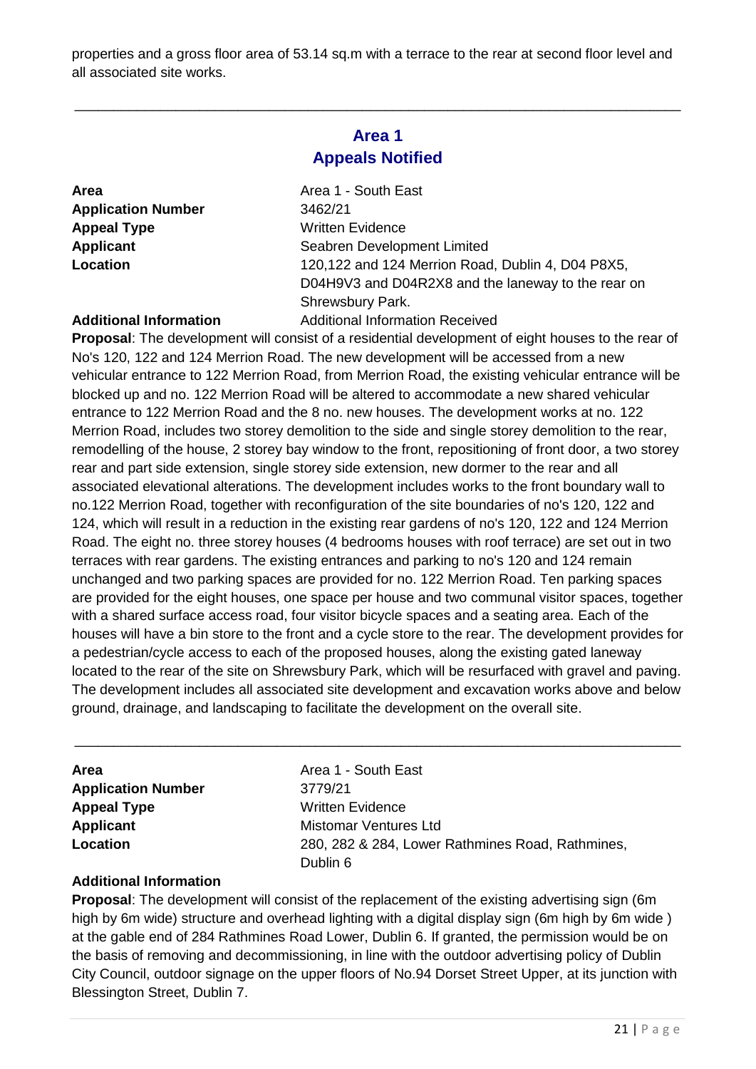properties and a gross floor area of 53.14 sq.m with a terrace to the rear at second floor level and all associated site works.

---

## Area 1
## Appeals Notified

| | |
|---|---|
| **Area** | Area 1 - South East |
| **Application Number** | 3462/21 |
| **Appeal Type** | Written Evidence |
| **Applicant** | Seabren Development Limited |
| **Location** | 120,122 and 124 Merrion Road, Dublin 4, D04 P8X5, D04H9V3 and D04R2X8 and the laneway to the rear on Shrewsbury Park. |
| **Additional Information** | Additional Information Received |

**Proposal**: The development will consist of a residential development of eight houses to the rear of No's 120, 122 and 124 Merrion Road. The new development will be accessed from a new vehicular entrance to 122 Merrion Road, from Merrion Road, the existing vehicular entrance will be blocked up and no. 122 Merrion Road will be altered to accommodate a new shared vehicular entrance to 122 Merrion Road and the 8 no. new houses. The development works at no. 122 Merrion Road, includes two storey demolition to the side and single storey demolition to the rear, remodelling of the house, 2 storey bay window to the front, repositioning of front door, a two storey rear and part side extension, single storey side extension, new dormer to the rear and all associated elevational alterations. The development includes works to the front boundary wall to no.122 Merrion Road, together with reconfiguration of the site boundaries of no's 120, 122 and 124, which will result in a reduction in the existing rear gardens of no's 120, 122 and 124 Merrion Road. The eight no. three storey houses (4 bedrooms houses with roof terrace) are set out in two terraces with rear gardens. The existing entrances and parking to no's 120 and 124 remain unchanged and two parking spaces are provided for no. 122 Merrion Road. Ten parking spaces are provided for the eight houses, one space per house and two communal visitor spaces, together with a shared surface access road, four visitor bicycle spaces and a seating area. Each of the houses will have a bin store to the front and a cycle store to the rear. The development provides for a pedestrian/cycle access to each of the proposed houses, along the existing gated laneway located to the rear of the site on Shrewsbury Park, which will be resurfaced with gravel and paving. The development includes all associated site development and excavation works above and below ground, drainage, and landscaping to facilitate the development on the overall site.

---

| | |
|---|---|
| **Area** | Area 1 - South East |
| **Application Number** | 3779/21 |
| **Appeal Type** | Written Evidence |
| **Applicant** | Mistomar Ventures Ltd |
| **Location** | 280, 282 & 284, Lower Rathmines Road, Rathmines, Dublin 6 |

**Additional Information**

**Proposal**: The development will consist of the replacement of the existing advertising sign (6m high by 6m wide) structure and overhead lighting with a digital display sign (6m high by 6m wide ) at the gable end of 284 Rathmines Road Lower, Dublin 6. If granted, the permission would be on the basis of removing and decommissioning, in line with the outdoor advertising policy of Dublin City Council, outdoor signage on the upper floors of No.94 Dorset Street Upper, at its junction with Blessington Street, Dublin 7.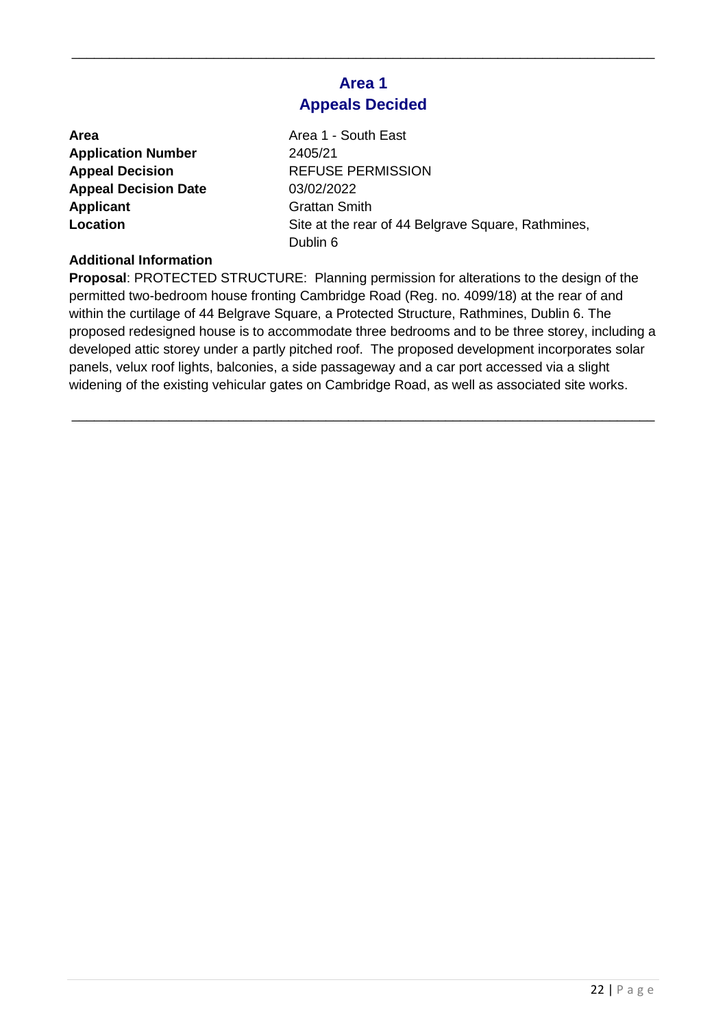# Area 1
## Appeals Decided

| | |
|---|---|
| **Area** | Area 1 - South East |
| **Application Number** | 2405/21 |
| **Appeal Decision** | REFUSE PERMISSION |
| **Appeal Decision Date** | 03/02/2022 |
| **Applicant** | Grattan Smith |
| **Location** | Site at the rear of 44 Belgrave Square, Rathmines, Dublin 6 |

**Additional Information**

**Proposal**: PROTECTED STRUCTURE: Planning permission for alterations to the design of the permitted two-bedroom house fronting Cambridge Road (Reg. no. 4099/18) at the rear of and within the curtilage of 44 Belgrave Square, a Protected Structure, Rathmines, Dublin 6. The proposed redesigned house is to accommodate three bedrooms and to be three storey, including a developed attic storey under a partly pitched roof. The proposed development incorporates solar panels, velux roof lights, balconies, a side passageway and a car port accessed via a slight widening of the existing vehicular gates on Cambridge Road, as well as associated site works.